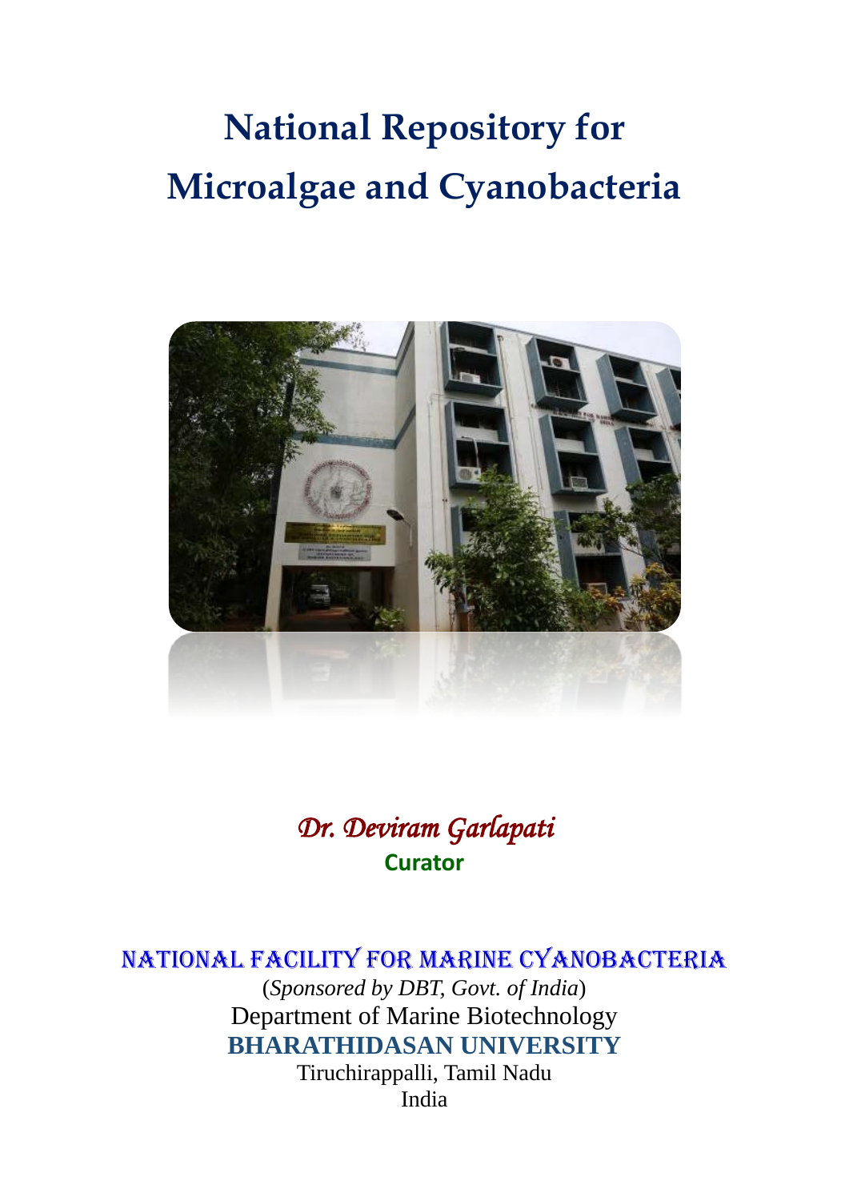# National Repository for Microalgae and Cyanobacteria

*Dr. Deviram Garlapati*

**Curator**

NATIONAL FACILITY FOR MARINE CYANOBACTERIA

(*Sponsored by DBT, Govt. of India*)

Department of Marine Biotechnology

**BHARATHIDASAN UNIVERSITY**

Tiruchirappalli, Tamil Nadu

India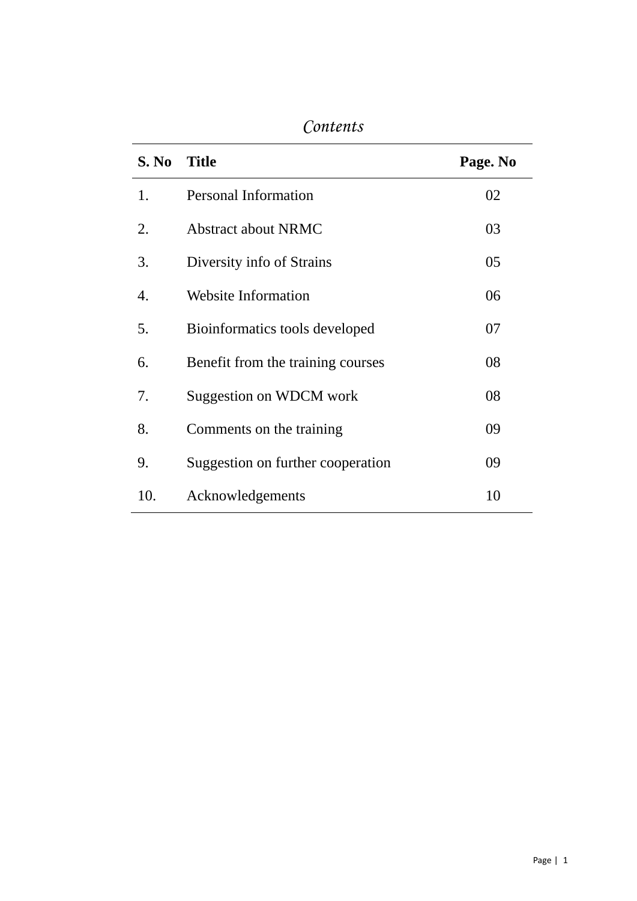*Contents*

| S. No | Title | Page. No |
|---|---|---|
| 1. | Personal Information | 02 |
| 2. | Abstract about NRMC | 03 |
| 3. | Diversity info of Strains | 05 |
| 4. | Website Information | 06 |
| 5. | Bioinformatics tools developed | 07 |
| 6. | Benefit from the training courses | 08 |
| 7. | Suggestion on WDCM work | 08 |
| 8. | Comments on the training | 09 |
| 9. | Suggestion on further cooperation | 09 |
| 10. | Acknowledgements | 10 |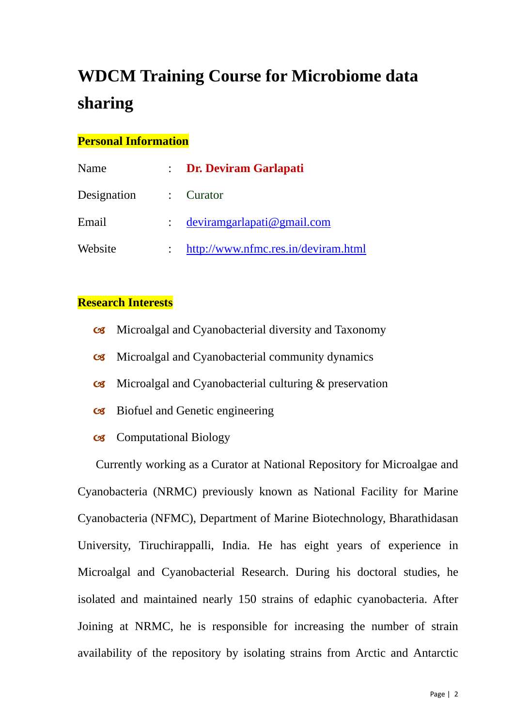# WDCM Training Course for Microbiome data sharing

## Personal Information

| | | |
|---|---|---|
| Name | : | **Dr. Deviram Garlapati** |
| Designation | : | Curator |
| Email | : | deviramgarlapati@gmail.com |
| Website | : | http://www.nfmc.res.in/deviram.html |

## Research Interests

- Microalgal and Cyanobacterial diversity and Taxonomy
- Microalgal and Cyanobacterial community dynamics
- Microalgal and Cyanobacterial culturing & preservation
- Biofuel and Genetic engineering
- Computational Biology

Currently working as a Curator at National Repository for Microalgae and Cyanobacteria (NRMC) previously known as National Facility for Marine Cyanobacteria (NFMC), Department of Marine Biotechnology, Bharathidasan University, Tiruchirappalli, India. He has eight years of experience in Microalgal and Cyanobacterial Research. During his doctoral studies, he isolated and maintained nearly 150 strains of edaphic cyanobacteria. After Joining at NRMC, he is responsible for increasing the number of strain availability of the repository by isolating strains from Arctic and Antarctic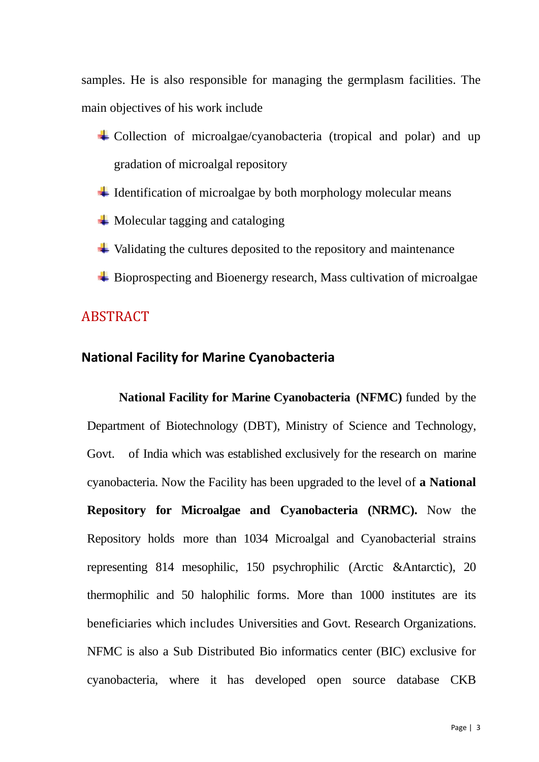samples. He is also responsible for managing the germplasm facilities. The main objectives of his work include

- Collection of microalgae/cyanobacteria (tropical and polar) and up gradation of microalgal repository
- Identification of microalgae by both morphology molecular means
- Molecular tagging and cataloging
- Validating the cultures deposited to the repository and maintenance
- Bioprospecting and Bioenergy research, Mass cultivation of microalgae

## ABSTRACT

### National Facility for Marine Cyanobacteria

**National Facility for Marine Cyanobacteria (NFMC)** funded by the Department of Biotechnology (DBT), Ministry of Science and Technology, Govt. of India which was established exclusively for the research on marine cyanobacteria. Now the Facility has been upgraded to the level of **a National Repository for Microalgae and Cyanobacteria (NRMC).** Now the Repository holds more than 1034 Microalgal and Cyanobacterial strains representing 814 mesophilic, 150 psychrophilic (Arctic &Antarctic), 20 thermophilic and 50 halophilic forms. More than 1000 institutes are its beneficiaries which includes Universities and Govt. Research Organizations. NFMC is also a Sub Distributed Bio informatics center (BIC) exclusive for cyanobacteria, where it has developed open source database CKB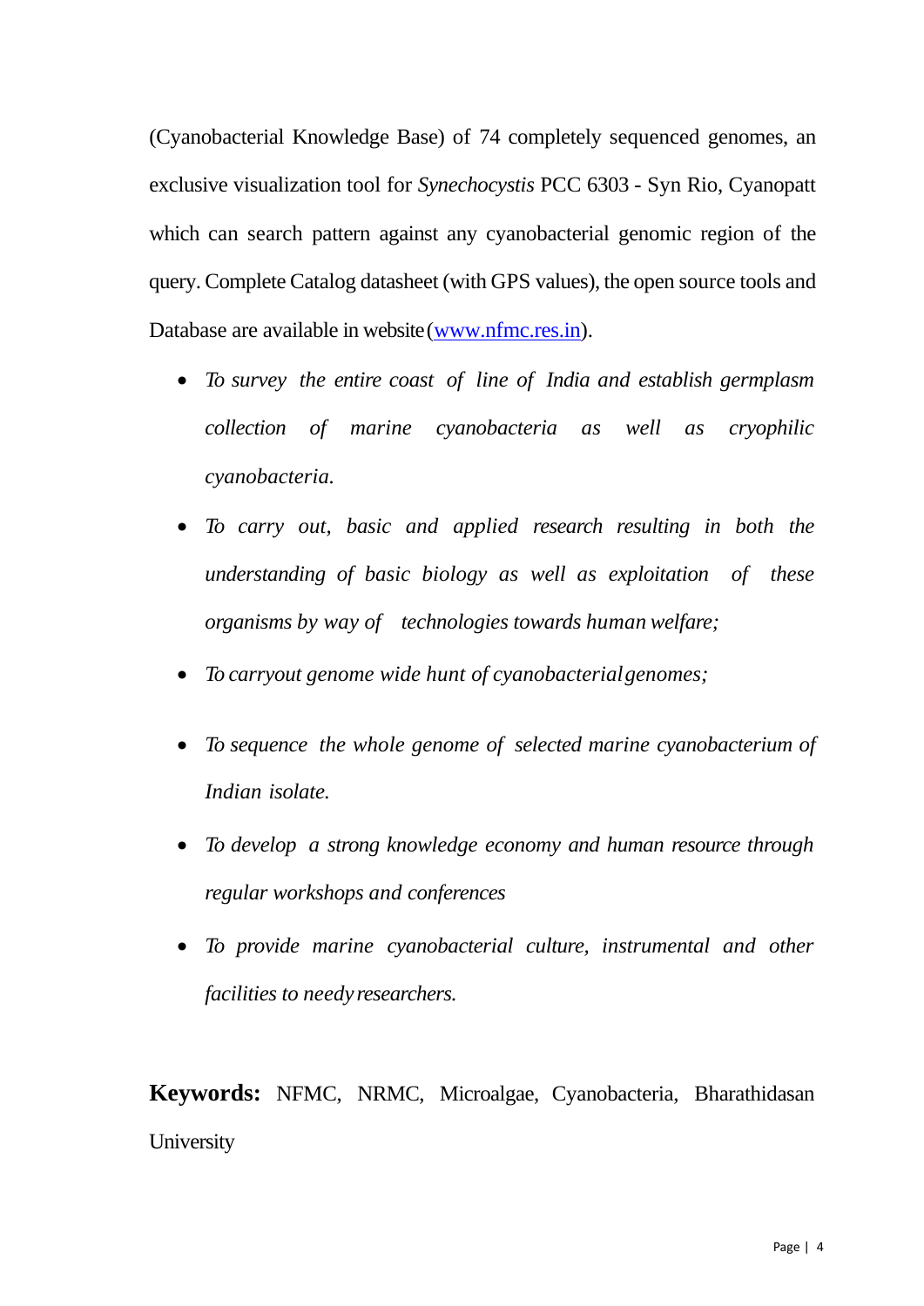(Cyanobacterial Knowledge Base) of 74 completely sequenced genomes, an exclusive visualization tool for *Synechocystis* PCC 6303 - Syn Rio, Cyanopatt which can search pattern against any cyanobacterial genomic region of the query. Complete Catalog datasheet (with GPS values), the open source tools and Database are available in website ([www.nfmc.res.in](www.nfmc.res.in)).

- *To survey the entire coast of line of India and establish germplasm collection of marine cyanobacteria as well as cryophilic cyanobacteria.*
- *To carry out, basic and applied research resulting in both the understanding of basic biology as well as exploitation of these organisms by way of technologies towards human welfare;*
- *To carryout genome wide hunt of cyanobacterial genomes;*
- *To sequence the whole genome of selected marine cyanobacterium of Indian isolate.*
- *To develop a strong knowledge economy and human resource through regular workshops and conferences*
- *To provide marine cyanobacterial culture, instrumental and other facilities to needy researchers.*

**Keywords:** NFMC, NRMC, Microalgae, Cyanobacteria, Bharathidasan University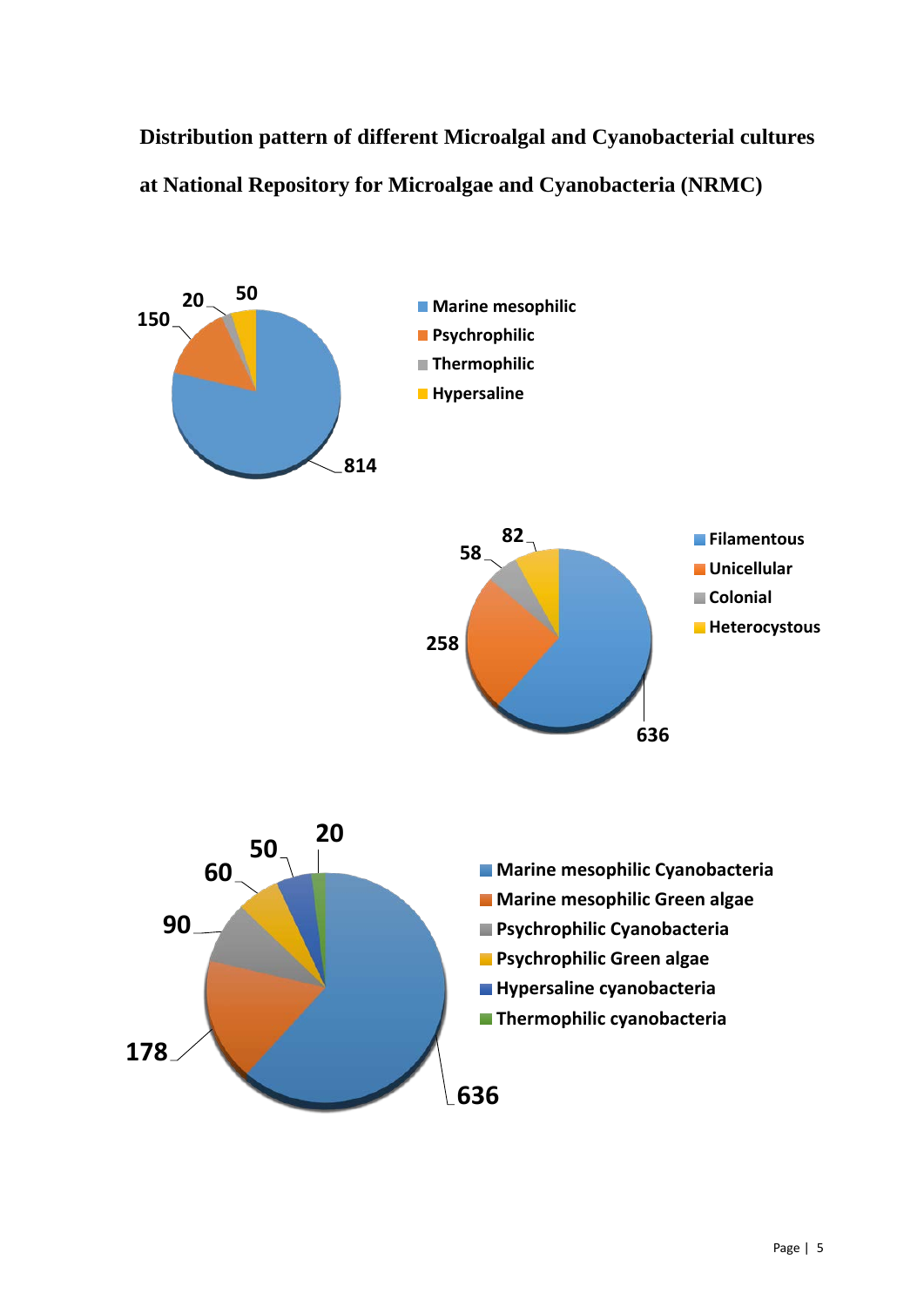**Distribution pattern of different Microalgal and Cyanobacterial cultures at National Repository for Microalgae and Cyanobacteria (NRMC)**

| Category | Number |
| --- | --- |
| Marine mesophilic | 814 |
| Psychrophilic | 150 |
| Thermophilic | 20 |
| Hypersaline | 50 |

| Category | Number |
| --- | --- |
| Filamentous | 636 |
| Unicellular | 258 |
| Colonial | 58 |
| Heterocystous | 82 |

| Category | Number |
| --- | --- |
| Marine mesophilic Cyanobacteria | 636 |
| Marine mesophilic Green algae | 178 |
| Psychrophilic Cyanobacteria | 90 |
| Psychrophilic Green algae | 60 |
| Hypersaline cyanobacteria | 50 |
| Thermophilic cyanobacteria | 20 |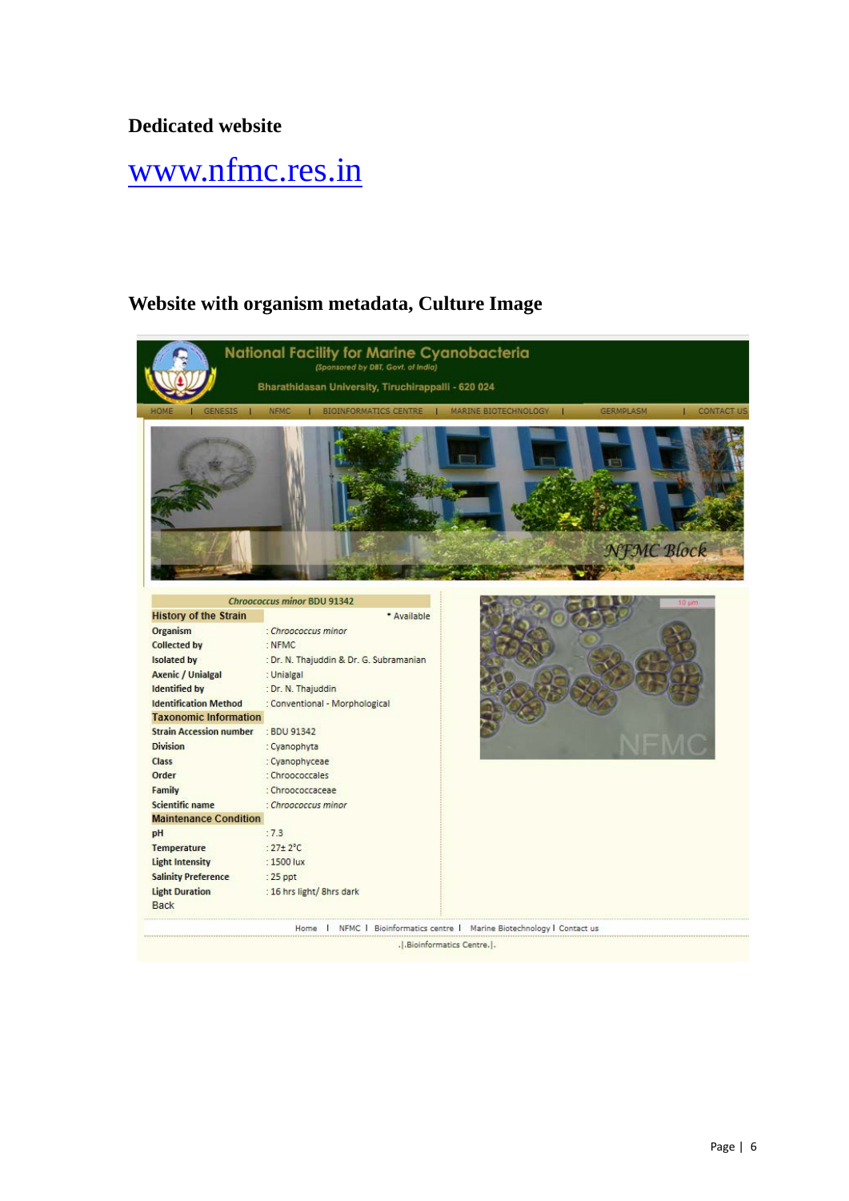**Dedicated website**

[www.nfmc.res.in](http://www.nfmc.res.in)

**Website with organism metadata, Culture Image**

National Facility for Marine Cyanobacteria

(Sponsored by DBT, Govt. of India)

Bharathidasan University, Tiruchirappalli - 620 024

HOME | GENESIS | NFMC | BIOINFORMATICS CENTRE | MARINE BIOTECHNOLOGY | GERMPLASM | CONTACT US

NFMC Block

*Chroococcus minor* BDU 91342

| History of the Strain | * Available |
|---|---|
| Organism | : *Chroococcus minor* |
| Collected by | : NFMC |
| Isolated by | : Dr. N. Thajuddin & Dr. G. Subramanian |
| Axenic / Unialgal | : Unialgal |
| Identified by | : Dr. N. Thajuddin |
| Identification Method | : Conventional - Morphological |
| **Taxonomic Information** | |
| Strain Accession number | : BDU 91342 |
| Division | : Cyanophyta |
| Class | : Cyanophyceae |
| Order | : Chroococcales |
| Family | : Chroococcaceae |
| Scientific name | : *Chroococcus minor* |
| **Maintenance Condition** | |
| pH | : 7.3 |
| Temperature | : 27± 2°C |
| Light Intensity | : 1500 lux |
| Salinity Preference | : 25 ppt |
| Light Duration | : 16 hrs light/ 8hrs dark |

Back

Home | NFMC | Bioinformatics centre | Marine Biotechnology | Contact us

.|.Bioinformatics Centre.|.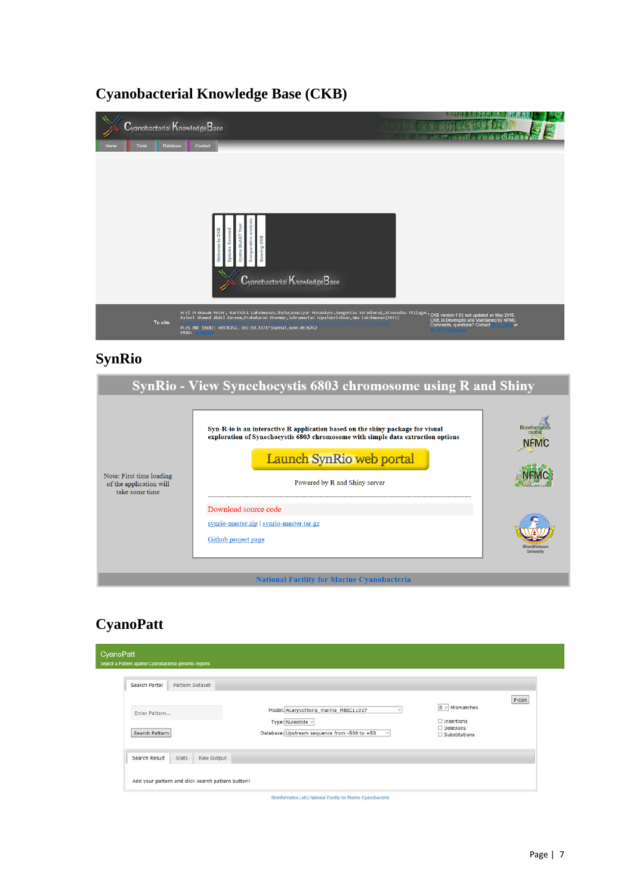# Cyanobacterial Knowledge Base (CKB)

# SynRio

# CyanoPatt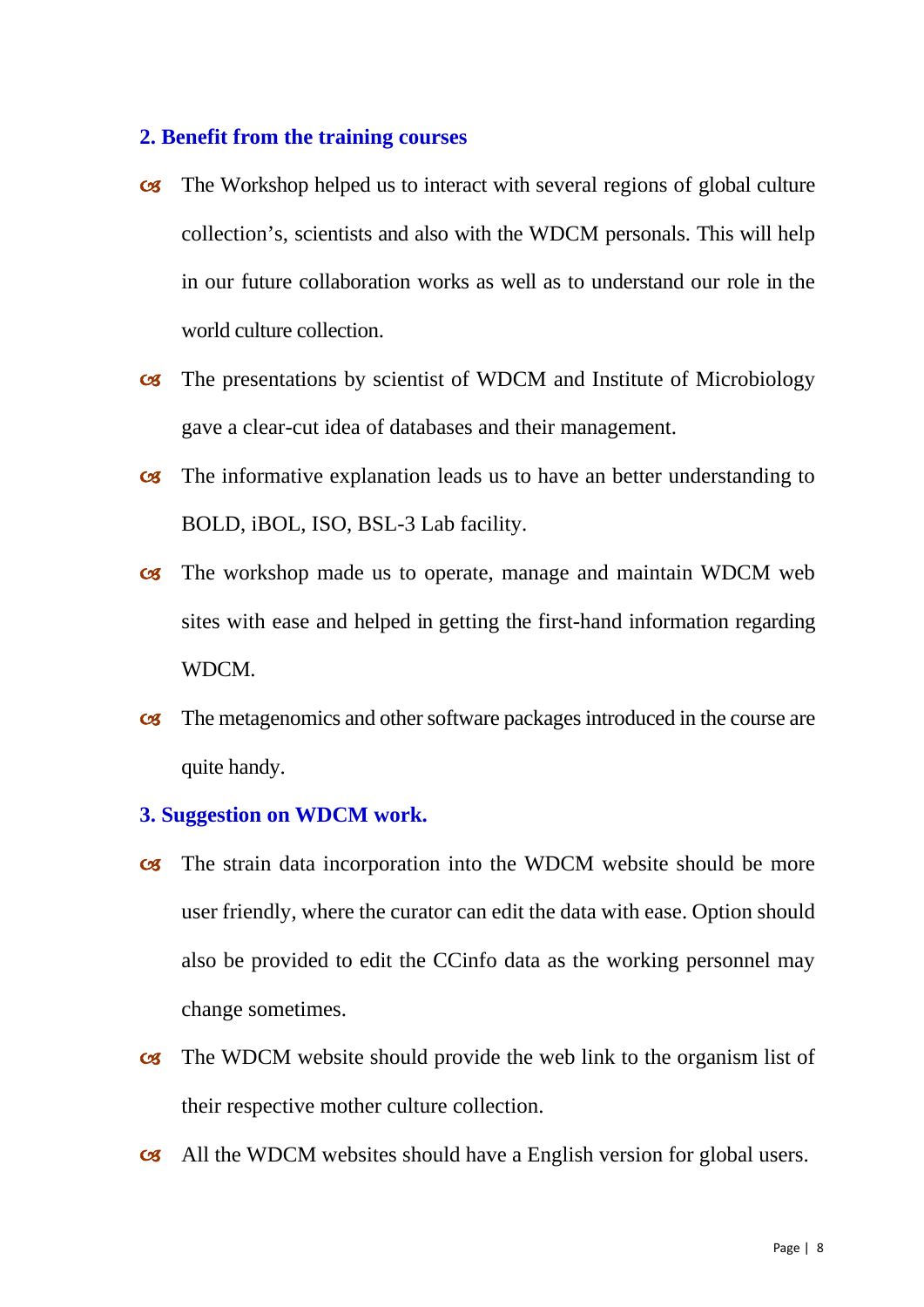## 2. Benefit from the training courses

- The Workshop helped us to interact with several regions of global culture collection's, scientists and also with the WDCM personals. This will help in our future collaboration works as well as to understand our role in the world culture collection.
- The presentations by scientist of WDCM and Institute of Microbiology gave a clear-cut idea of databases and their management.
- The informative explanation leads us to have an better understanding to BOLD, iBOL, ISO, BSL-3 Lab facility.
- The workshop made us to operate, manage and maintain WDCM web sites with ease and helped in getting the first-hand information regarding WDCM.
- The metagenomics and other software packages introduced in the course are quite handy.

## 3. Suggestion on WDCM work.

- The strain data incorporation into the WDCM website should be more user friendly, where the curator can edit the data with ease. Option should also be provided to edit the CCinfo data as the working personnel may change sometimes.
- The WDCM website should provide the web link to the organism list of their respective mother culture collection.
- All the WDCM websites should have a English version for global users.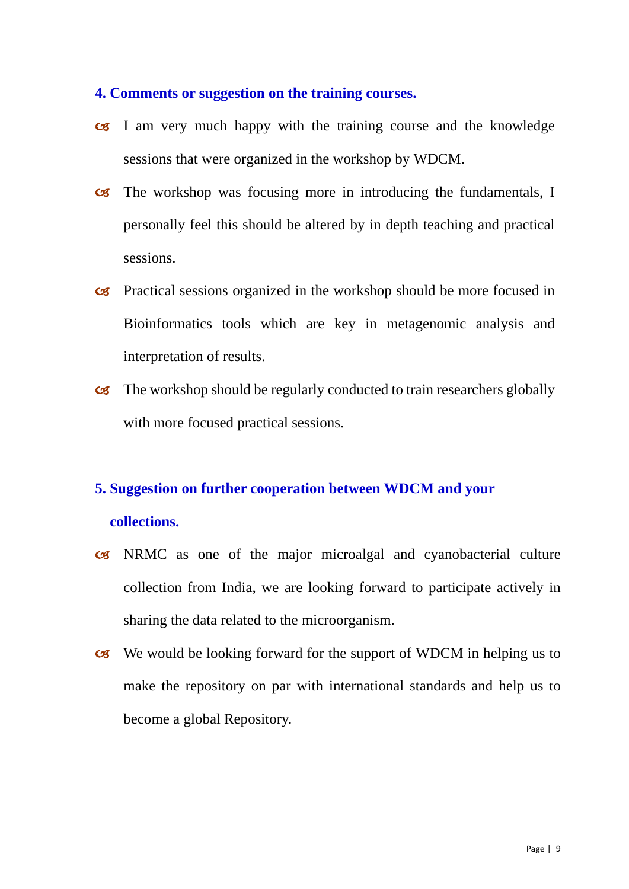**4. Comments or suggestion on the training courses.**

- I am very much happy with the training course and the knowledge sessions that were organized in the workshop by WDCM.
- The workshop was focusing more in introducing the fundamentals, I personally feel this should be altered by in depth teaching and practical sessions.
- Practical sessions organized in the workshop should be more focused in Bioinformatics tools which are key in metagenomic analysis and interpretation of results.
- The workshop should be regularly conducted to train researchers globally with more focused practical sessions.

**5. Suggestion on further cooperation between WDCM and your collections.**

- NRMC as one of the major microalgal and cyanobacterial culture collection from India, we are looking forward to participate actively in sharing the data related to the microorganism.
- We would be looking forward for the support of WDCM in helping us to make the repository on par with international standards and help us to become a global Repository.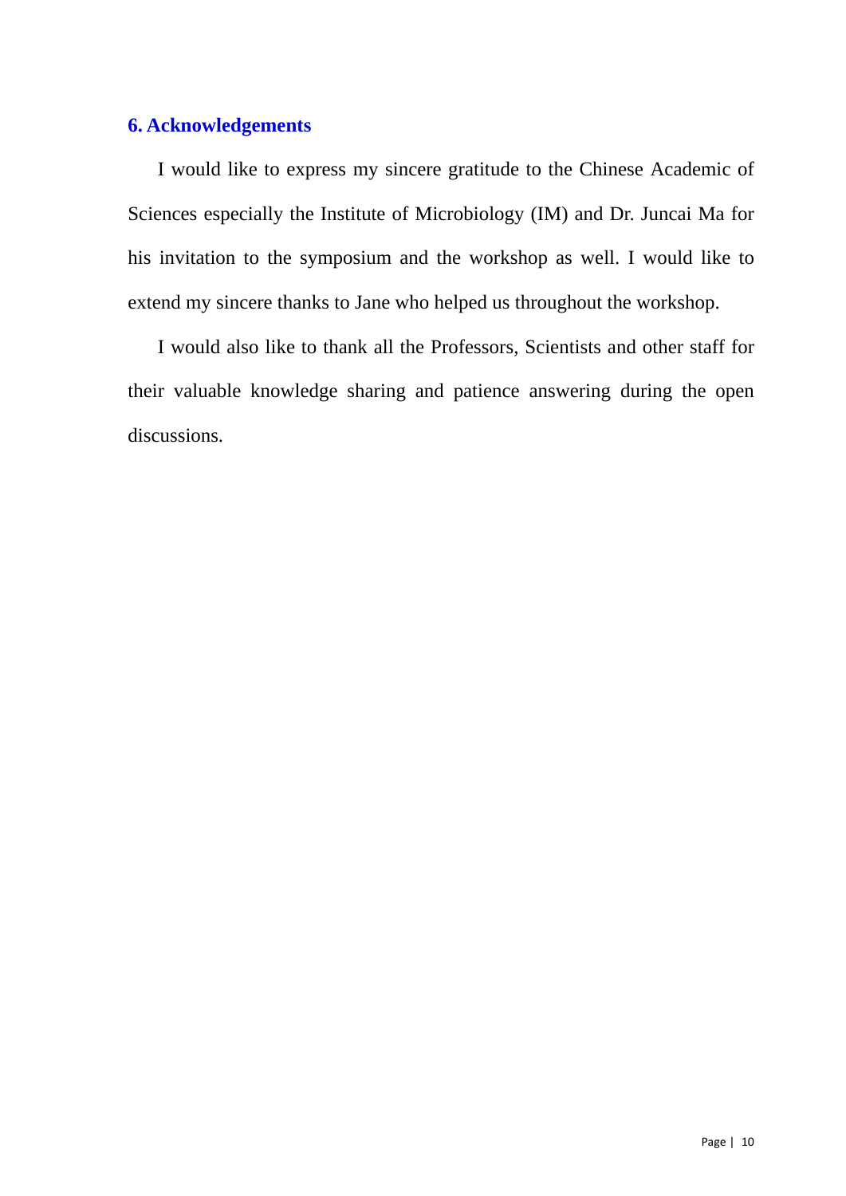## 6. Acknowledgements

I would like to express my sincere gratitude to the Chinese Academic of Sciences especially the Institute of Microbiology (IM) and Dr. Juncai Ma for his invitation to the symposium and the workshop as well. I would like to extend my sincere thanks to Jane who helped us throughout the workshop.

I would also like to thank all the Professors, Scientists and other staff for their valuable knowledge sharing and patience answering during the open discussions.